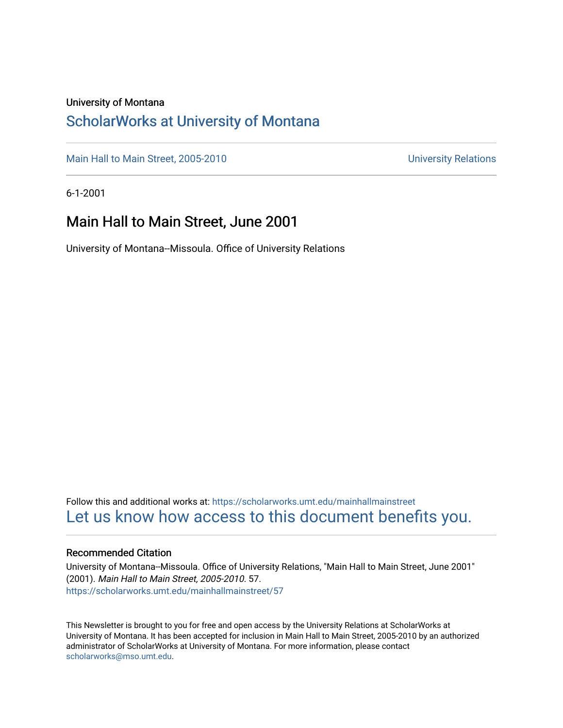University of Montana

## ScholarWorks at University of Montana

Main Hall to Main Street, 2005-2010 — University Relations

6-1-2001

# Main Hall to Main Street, June 2001

University of Montana--Missoula. Office of University Relations

Follow this and additional works at: https://scholarworks.umt.edu/mainhallmainstreet

Let us know how access to this document benefits you.

### Recommended Citation

University of Montana--Missoula. Office of University Relations, "Main Hall to Main Street, June 2001" (2001). *Main Hall to Main Street, 2005-2010*. 57.
https://scholarworks.umt.edu/mainhallmainstreet/57

This Newsletter is brought to you for free and open access by the University Relations at ScholarWorks at University of Montana. It has been accepted for inclusion in Main Hall to Main Street, 2005-2010 by an authorized administrator of ScholarWorks at University of Montana. For more information, please contact scholarworks@mso.umt.edu.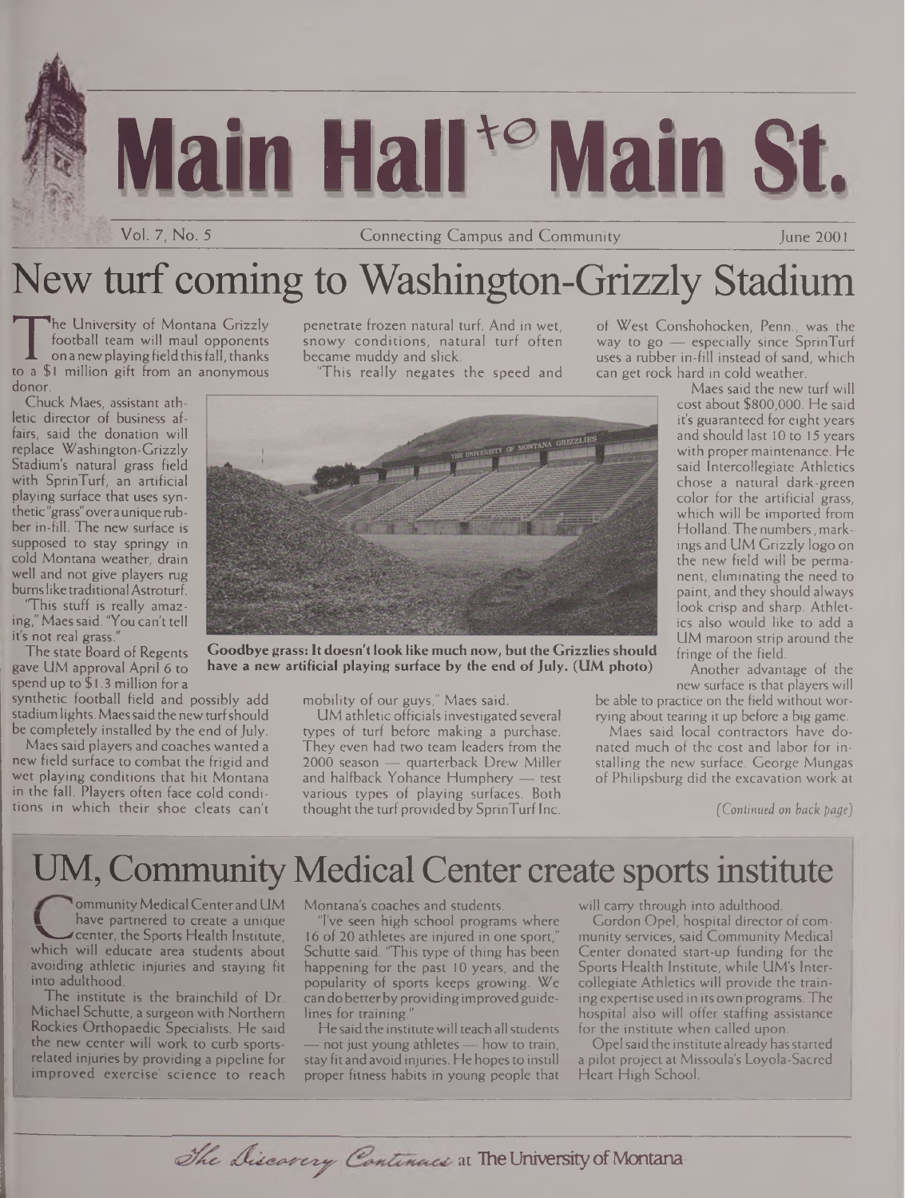# Main Hall to Main St.

Vol. 7, No. 5 Connecting Campus and Community June 2001

# New turf coming to Washington-Grizzly Stadium

The University of Montana Grizzly football team will maul opponents on a new playing field this fall, thanks to a $1 million gift from an anonymous donor.

Chuck Maes, assistant athletic director of business affairs, said the donation will replace Washington-Grizzly Stadium's natural grass field with SprinTurf, an artificial playing surface that uses synthetic "grass" over a unique rubber in-fill. The new surface is supposed to stay springy in cold Montana weather, drain well and not give players rug burns like traditional Astroturf.

"This stuff is really amazing," Maes said. "You can't tell it's not real grass."

The state Board of Regents gave UM approval April 6 to spend up to $1.3 million for a synthetic football field and possibly add stadium lights. Maes said the new turf should be completely installed by the end of July.

Maes said players and coaches wanted a new field surface to combat the frigid and wet playing conditions that hit Montana in the fall. Players often face cold conditions in which their shoe cleats can't penetrate frozen natural turf. And in wet, snowy conditions, natural turf often became muddy and slick.

"This really negates the speed and mobility of our guys," Maes said.

UM athletic officials investigated several types of turf before making a purchase. They even had two team leaders from the 2000 season — quarterback Drew Miller and halfback Yohance Humphery — test various types of playing surfaces. Both thought the turf provided by SprinTurf Inc. of West Conshohocken, Penn., was the way to go — especially since SprinTurf uses a rubber in-fill instead of sand, which can get rock hard in cold weather.

Goodbye grass: It doesn't look like much now, but the Grizzlies should have a new artificial playing surface by the end of July. (UM photo)

Maes said the new turf will cost about $800,000. He said it's guaranteed for eight years and should last 10 to 15 years with proper maintenance. He said Intercollegiate Athletics chose a natural dark-green color for the artificial grass, which will be imported from Holland. The numbers, markings and UM Grizzly logo on the new field will be permanent, eliminating the need to paint, and they should always look crisp and sharp. Athletics also would like to add a UM maroon strip around the fringe of the field.

Another advantage of the new surface is that players will be able to practice on the field without worrying about tearing it up before a big game.

Maes said local contractors have donated much of the cost and labor for installing the new surface. George Mungas of Philipsburg did the excavation work at

*(Continued on back page)*

# UM, Community Medical Center create sports institute

Community Medical Center and UM have partnered to create a unique center, the Sports Health Institute, which will educate area students about avoiding athletic injuries and staying fit into adulthood.

The institute is the brainchild of Dr. Michael Schutte, a surgeon with Northern Rockies Orthopaedic Specialists. He said the new center will work to curb sports-related injuries by providing a pipeline for improved exercise science to reach Montana's coaches and students.

"I've seen high school programs where 16 of 20 athletes are injured in one sport," Schutte said. "This type of thing has been happening for the past 10 years, and the popularity of sports keeps growing. We can do better by providing improved guidelines for training."

He said the institute will teach all students — not just young athletes — how to train, stay fit and avoid injuries. He hopes to instill proper fitness habits in young people that will carry through into adulthood.

Gordon Opel, hospital director of community services, said Community Medical Center donated start-up funding for the Sports Health Institute, while UM's Intercollegiate Athletics will provide the training expertise used in its own programs. The hospital also will offer staffing assistance for the institute when called upon.

Opel said the institute already has started a pilot project at Missoula's Loyola-Sacred Heart High School.

*The Discovery Continues* at The University of Montana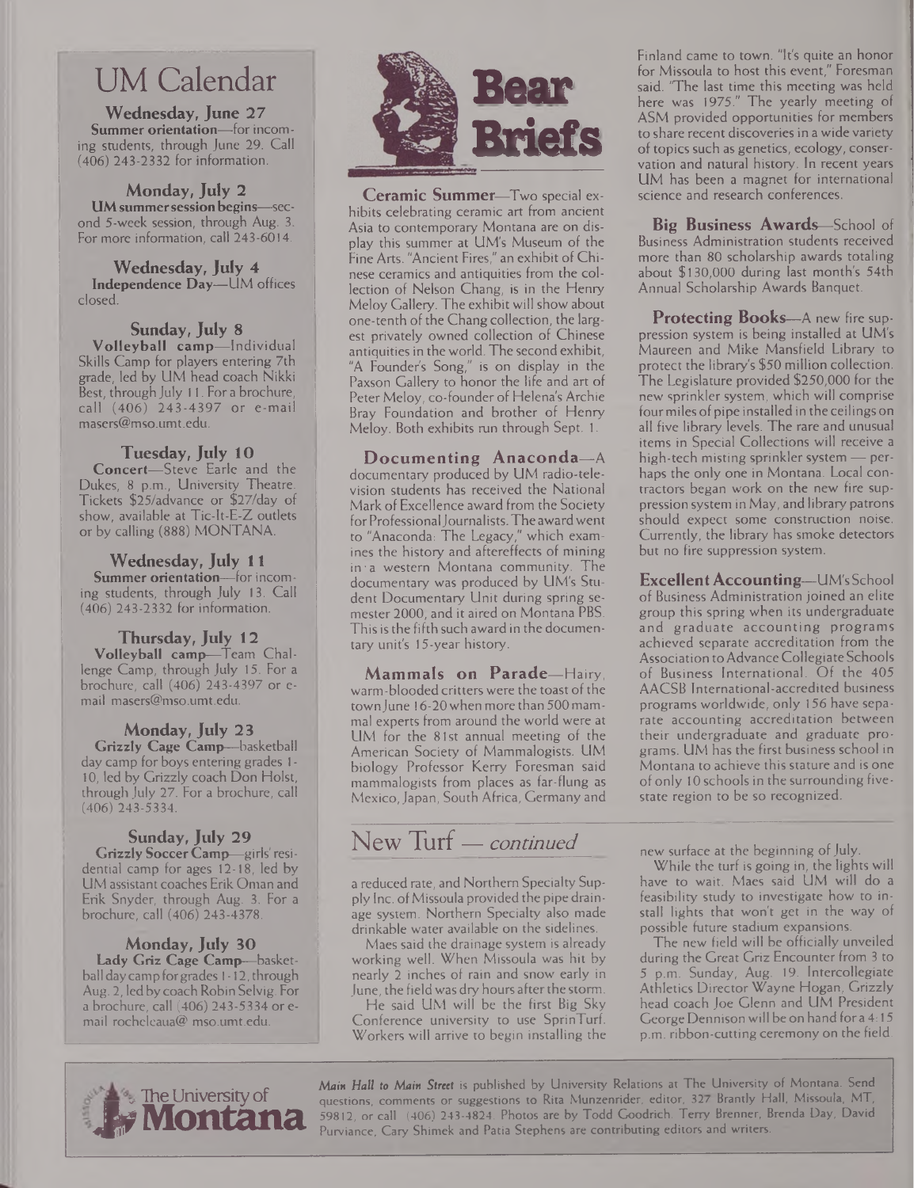# UM Calendar

**Wednesday, June 27**
**Summer orientation**—for incoming students, through June 29. Call (406) 243-2332 for information.

**Monday, July 2**
**UM summer session begins**—second 5-week session, through Aug. 3. For more information, call 243-6014.

**Wednesday, July 4**
**Independence Day**—UM offices closed.

**Sunday, July 8**
**Volleyball camp**—Individual Skills Camp for players entering 7th grade, led by UM head coach Nikki Best, through July 11. For a brochure, call (406) 243-4397 or e-mail masers@mso.umt.edu.

**Tuesday, July 10**
**Concert**—Steve Earle and the Dukes, 8 p.m., University Theatre. Tickets $25/advance or $27/day of show, available at Tic-It-E-Z outlets or by calling (888) MONTANA.

**Wednesday, July 11**
**Summer orientation**—for incoming students, through July 13. Call (406) 243-2332 for information.

**Thursday, July 12**
**Volleyball camp**—Team Challenge Camp, through July 15. For a brochure, call (406) 243-4397 or e-mail masers@mso.umt.edu.

**Monday, July 23**
**Grizzly Cage Camp**—basketball day camp for boys entering grades 1-10, led by Grizzly coach Don Holst, through July 27. For a brochure, call (406) 243-5334.

**Sunday, July 29**
**Grizzly Soccer Camp**—girls' residential camp for ages 12-18, led by UM assistant coaches Erik Oman and Erik Snyder, through Aug. 3. For a brochure, call (406) 243-4378.

**Monday, July 30**
**Lady Griz Cage Camp**—basketball day camp for grades 1-12, through Aug. 2, led by coach Robin Selvig. For a brochure, call (406) 243-5334 or e-mail rochelcaua@ mso.umt.edu.

# Bear Briefs

**Ceramic Summer**—Two special exhibits celebrating ceramic art from ancient Asia to contemporary Montana are on display this summer at UM's Museum of the Fine Arts. "Ancient Fires," an exhibit of Chinese ceramics and antiquities from the collection of Nelson Chang, is in the Henry Meloy Gallery. The exhibit will show about one-tenth of the Chang collection, the largest privately owned collection of Chinese antiquities in the world. The second exhibit, "A Founder's Song," is on display in the Paxson Gallery to honor the life and art of Peter Meloy, co-founder of Helena's Archie Bray Foundation and brother of Henry Meloy. Both exhibits run through Sept. 1.

**Documenting Anaconda**—A documentary produced by UM radio-television students has received the National Mark of Excellence award from the Society for Professional Journalists. The award went to "Anaconda: The Legacy," which examines the history and aftereffects of mining in a western Montana community. The documentary was produced by UM's Student Documentary Unit during spring semester 2000, and it aired on Montana PBS. This is the fifth such award in the documentary unit's 15-year history.

**Mammals on Parade**—Hairy, warm-blooded critters were the toast of the town June 16-20 when more than 500 mammal experts from around the world were at UM for the 81st annual meeting of the American Society of Mammalogists. UM biology Professor Kerry Foresman said mammalogists from places as far-flung as Mexico, Japan, South Africa, Germany and Finland came to town. "It's quite an honor for Missoula to host this event," Foresman said. "The last time this meeting was held here was 1975." The yearly meeting of ASM provided opportunities for members to share recent discoveries in a wide variety of topics such as genetics, ecology, conservation and natural history. In recent years UM has been a magnet for international science and research conferences.

**Big Business Awards**—School of Business Administration students received more than 80 scholarship awards totaling about $130,000 during last month's 54th Annual Scholarship Awards Banquet.

**Protecting Books**—A new fire suppression system is being installed at UM's Maureen and Mike Mansfield Library to protect the library's $50 million collection. The Legislature provided $250,000 for the new sprinkler system, which will comprise four miles of pipe installed in the ceilings on all five library levels. The rare and unusual items in Special Collections will receive a high-tech misting sprinkler system — perhaps the only one in Montana. Local contractors began work on the new fire suppression system in May, and library patrons should expect some construction noise. Currently, the library has smoke detectors but no fire suppression system.

**Excellent Accounting**—UM's School of Business Administration joined an elite group this spring when its undergraduate and graduate accounting programs achieved separate accreditation from the Association to Advance Collegiate Schools of Business International. Of the 405 AACSB International-accredited business programs worldwide, only 156 have separate accounting accreditation between their undergraduate and graduate programs. UM has the first business school in Montana to achieve this stature and is one of only 10 schools in the surrounding five-state region to be so recognized.

## New Turf — *continued*

a reduced rate, and Northern Specialty Supply Inc. of Missoula provided the pipe drainage system. Northern Specialty also made drinkable water available on the sidelines.

Maes said the drainage system is already working well. When Missoula was hit by nearly 2 inches of rain and snow early in June, the field was dry hours after the storm.

He said UM will be the first Big Sky Conference university to use SprinTurf. Workers will arrive to begin installing the new surface at the beginning of July.

While the turf is going in, the lights will have to wait. Maes said UM will do a feasibility study to investigate how to install lights that won't get in the way of possible future stadium expansions.

The new field will be officially unveiled during the Great Griz Encounter from 3 to 5 p.m. Sunday, Aug. 19. Intercollegiate Athletics Director Wayne Hogan, Grizzly head coach Joe Glenn and UM President George Dennison will be on hand for a 4:15 p.m. ribbon-cutting ceremony on the field.

The University of Montana

*Main Hall to Main Street* is published by University Relations at The University of Montana. Send questions, comments or suggestions to Rita Munzenrider, editor, 327 Brantly Hall, Missoula, MT, 59812, or call (406) 243-4824. Photos are by Todd Goodrich. Terry Brenner, Brenda Day, David Purviance, Cary Shimek and Patia Stephens are contributing editors and writers.